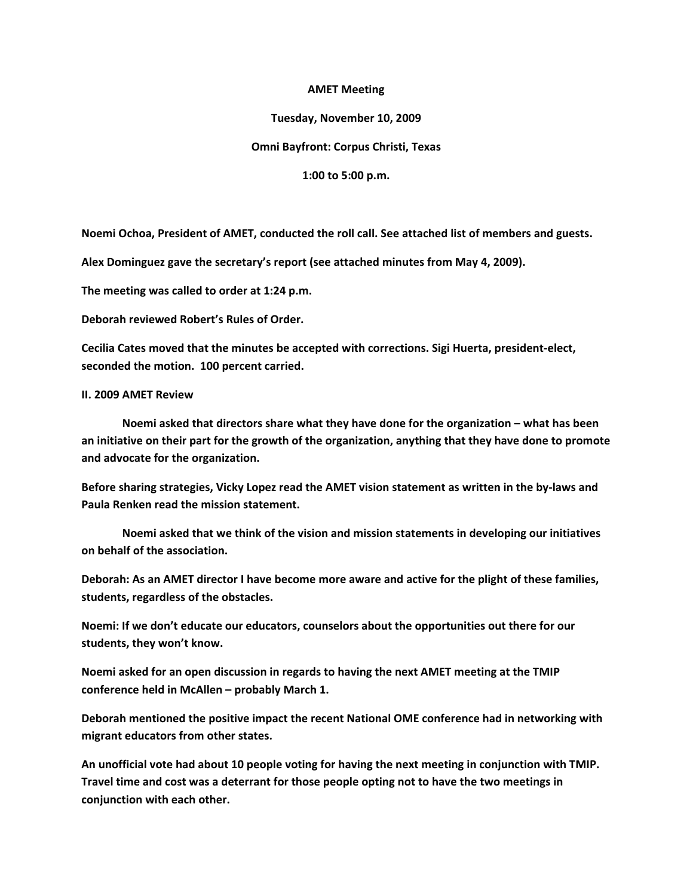**AMET Meeting**

**Tuesday, November 10, 2009**

**Omni Bayfront: Corpus Christi, Texas**

**1:00 to 5:00 p.m.**

**Noemi Ochoa, President of AMET, conducted the roll call. See attached list of members and guests.**

**Alex Dominguez gave the secretary's report (see attached minutes from May 4, 2009).**

**The meeting was called to order at 1:24 p.m.**

**Deborah reviewed Robert's Rules of Order.**

**Cecilia Cates moved that the minutes be accepted with corrections. Sigi Huerta, president-elect, seconded the motion. 100 percent carried.**

**II. 2009 AMET Review**

**Noemi asked that directors share what they have done for the organization – what has been an initiative on their part for the growth of the organization, anything that they have done to promote and advocate for the organization.**

**Before sharing strategies, Vicky Lopez read the AMET vision statement as written in the by-laws and Paula Renken read the mission statement.**

**Noemi asked that we think of the vision and mission statements in developing our initiatives on behalf of the association.**

**Deborah: As an AMET director I have become more aware and active for the plight of these families, students, regardless of the obstacles.**

**Noemi: If we don't educate our educators, counselors about the opportunities out there for our students, they won't know.**

**Noemi asked for an open discussion in regards to having the next AMET meeting at the TMIP conference held in McAllen – probably March 1.**

**Deborah mentioned the positive impact the recent National OME conference had in networking with migrant educators from other states.**

**An unofficial vote had about 10 people voting for having the next meeting in conjunction with TMIP. Travel time and cost was a deterrant for those people opting not to have the two meetings in conjunction with each other.**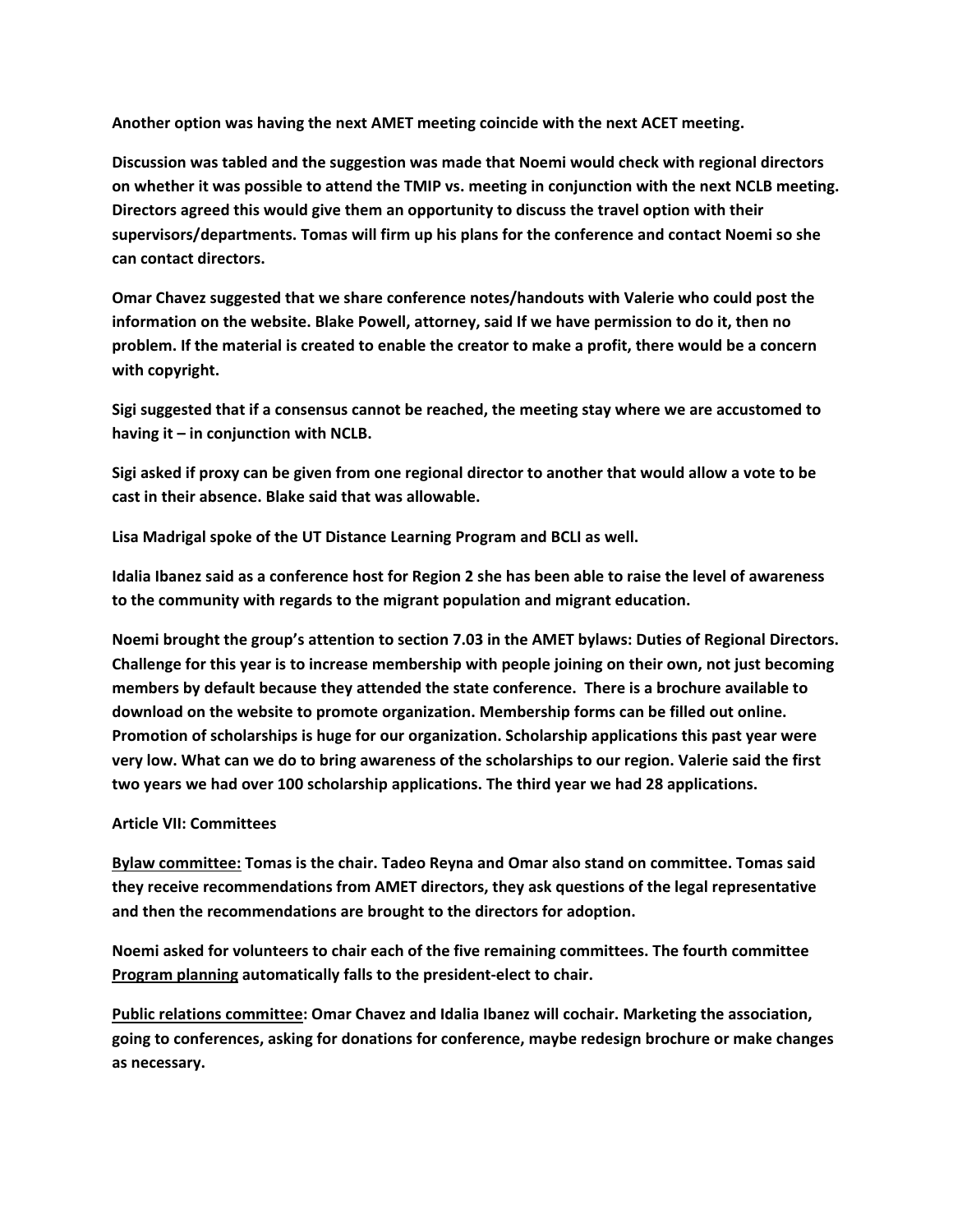**Another option was having the next AMET meeting coincide with the next ACET meeting.**

**Discussion was tabled and the suggestion was made that Noemi would check with regional directors on whether it was possible to attend the TMIP vs. meeting in conjunction with the next NCLB meeting. Directors agreed this would give them an opportunity to discuss the travel option with their supervisors/departments. Tomas will firm up his plans for the conference and contact Noemi so she can contact directors.**

**Omar Chavez suggested that we share conference notes/handouts with Valerie who could post the information on the website. Blake Powell, attorney, said If we have permission to do it, then no problem. If the material is created to enable the creator to make a profit, there would be a concern with copyright.**

**Sigi suggested that if a consensus cannot be reached, the meeting stay where we are accustomed to having it – in conjunction with NCLB.**

**Sigi asked if proxy can be given from one regional director to another that would allow a vote to be cast in their absence. Blake said that was allowable.**

**Lisa Madrigal spoke of the UT Distance Learning Program and BCLI as well.**

**Idalia Ibanez said as a conference host for Region 2 she has been able to raise the level of awareness to the community with regards to the migrant population and migrant education.**

**Noemi brought the group's attention to section 7.03 in the AMET bylaws: Duties of Regional Directors. Challenge for this year is to increase membership with people joining on their own, not just becoming members by default because they attended the state conference. There is a brochure available to download on the website to promote organization. Membership forms can be filled out online. Promotion of scholarships is huge for our organization. Scholarship applications this past year were very low. What can we do to bring awareness of the scholarships to our region. Valerie said the first two years we had over 100 scholarship applications. The third year we had 28 applications.**

**Article VII: Committees**

**<u>Bylaw committee:</u> Tomas is the chair. Tadeo Reyna and Omar also stand on committee. Tomas said they receive recommendations from AMET directors, they ask questions of the legal representative and then the recommendations are brought to the directors for adoption.**

**Noemi asked for volunteers to chair each of the five remaining committees. The fourth committee <u>Program planning</u> automatically falls to the president-elect to chair.**

**<u>Public relations committee</u>: Omar Chavez and Idalia Ibanez will cochair. Marketing the association, going to conferences, asking for donations for conference, maybe redesign brochure or make changes as necessary.**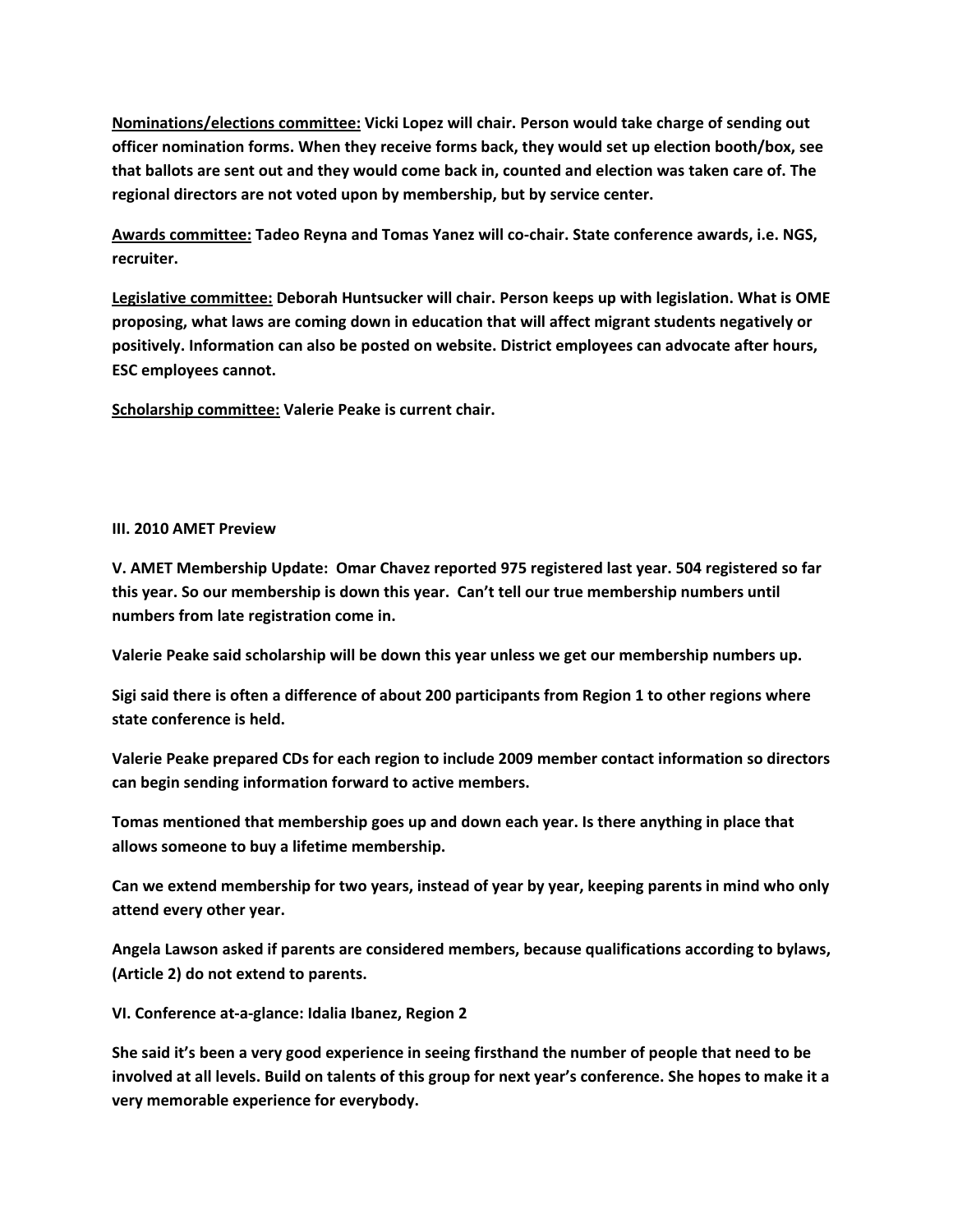**<u>Nominations/elections committee:</u> Vicki Lopez will chair. Person would take charge of sending out officer nomination forms. When they receive forms back, they would set up election booth/box, see that ballots are sent out and they would come back in, counted and election was taken care of. The regional directors are not voted upon by membership, but by service center.**

**<u>Awards committee:</u> Tadeo Reyna and Tomas Yanez will co-chair. State conference awards, i.e. NGS, recruiter.**

**<u>Legislative committee:</u> Deborah Huntsucker will chair. Person keeps up with legislation. What is OME proposing, what laws are coming down in education that will affect migrant students negatively or positively. Information can also be posted on website. District employees can advocate after hours, ESC employees cannot.**

**<u>Scholarship committee:</u> Valerie Peake is current chair.**

**III. 2010 AMET Preview**

**V. AMET Membership Update: Omar Chavez reported 975 registered last year. 504 registered so far this year. So our membership is down this year. Can't tell our true membership numbers until numbers from late registration come in.**

**Valerie Peake said scholarship will be down this year unless we get our membership numbers up.**

**Sigi said there is often a difference of about 200 participants from Region 1 to other regions where state conference is held.**

**Valerie Peake prepared CDs for each region to include 2009 member contact information so directors can begin sending information forward to active members.**

**Tomas mentioned that membership goes up and down each year. Is there anything in place that allows someone to buy a lifetime membership.**

**Can we extend membership for two years, instead of year by year, keeping parents in mind who only attend every other year.**

**Angela Lawson asked if parents are considered members, because qualifications according to bylaws, (Article 2) do not extend to parents.**

**VI. Conference at-a-glance: Idalia Ibanez, Region 2**

**She said it's been a very good experience in seeing firsthand the number of people that need to be involved at all levels. Build on talents of this group for next year's conference. She hopes to make it a very memorable experience for everybody.**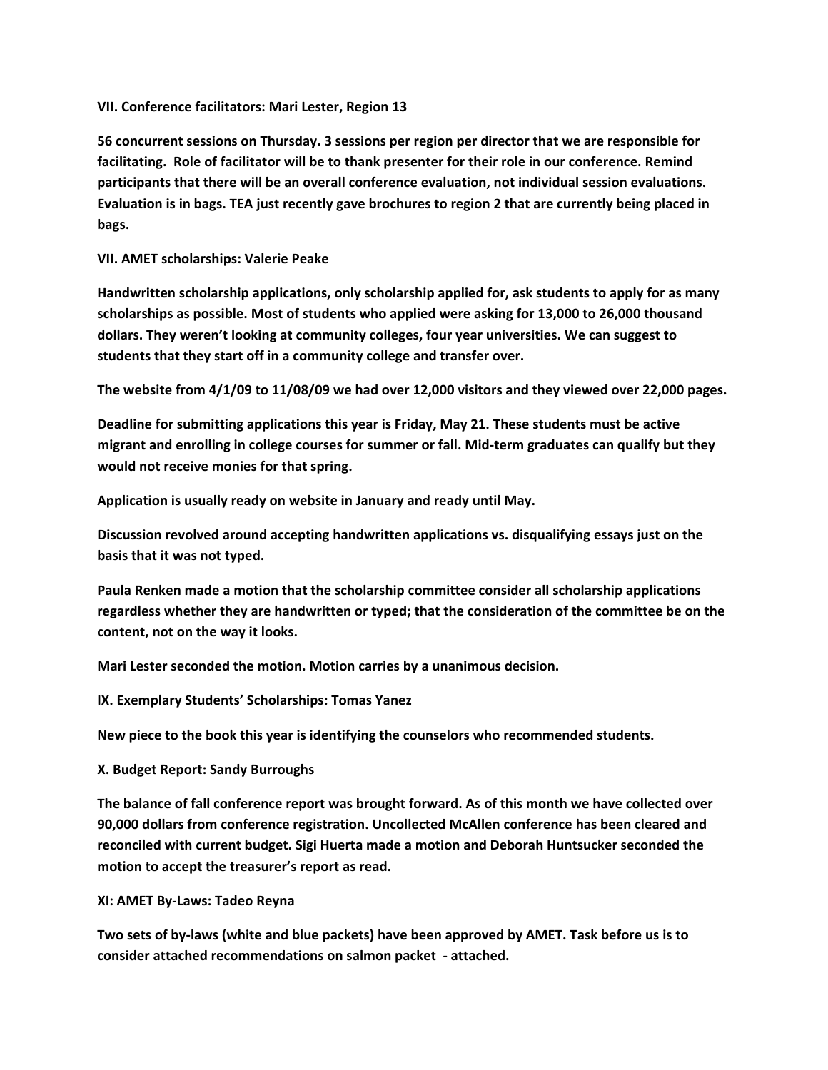**VII. Conference facilitators: Mari Lester, Region 13**

**56 concurrent sessions on Thursday. 3 sessions per region per director that we are responsible for facilitating. Role of facilitator will be to thank presenter for their role in our conference. Remind participants that there will be an overall conference evaluation, not individual session evaluations. Evaluation is in bags. TEA just recently gave brochures to region 2 that are currently being placed in bags.**

**VII. AMET scholarships: Valerie Peake**

**Handwritten scholarship applications, only scholarship applied for, ask students to apply for as many scholarships as possible. Most of students who applied were asking for 13,000 to 26,000 thousand dollars. They weren't looking at community colleges, four year universities. We can suggest to students that they start off in a community college and transfer over.**

**The website from 4/1/09 to 11/08/09 we had over 12,000 visitors and they viewed over 22,000 pages.**

**Deadline for submitting applications this year is Friday, May 21. These students must be active migrant and enrolling in college courses for summer or fall. Mid-term graduates can qualify but they would not receive monies for that spring.**

**Application is usually ready on website in January and ready until May.**

**Discussion revolved around accepting handwritten applications vs. disqualifying essays just on the basis that it was not typed.**

**Paula Renken made a motion that the scholarship committee consider all scholarship applications regardless whether they are handwritten or typed; that the consideration of the committee be on the content, not on the way it looks.**

**Mari Lester seconded the motion. Motion carries by a unanimous decision.**

**IX. Exemplary Students' Scholarships: Tomas Yanez**

**New piece to the book this year is identifying the counselors who recommended students.**

**X. Budget Report: Sandy Burroughs**

**The balance of fall conference report was brought forward. As of this month we have collected over 90,000 dollars from conference registration. Uncollected McAllen conference has been cleared and reconciled with current budget. Sigi Huerta made a motion and Deborah Huntsucker seconded the motion to accept the treasurer's report as read.**

**XI: AMET By-Laws: Tadeo Reyna**

**Two sets of by-laws (white and blue packets) have been approved by AMET. Task before us is to consider attached recommendations on salmon packet - attached.**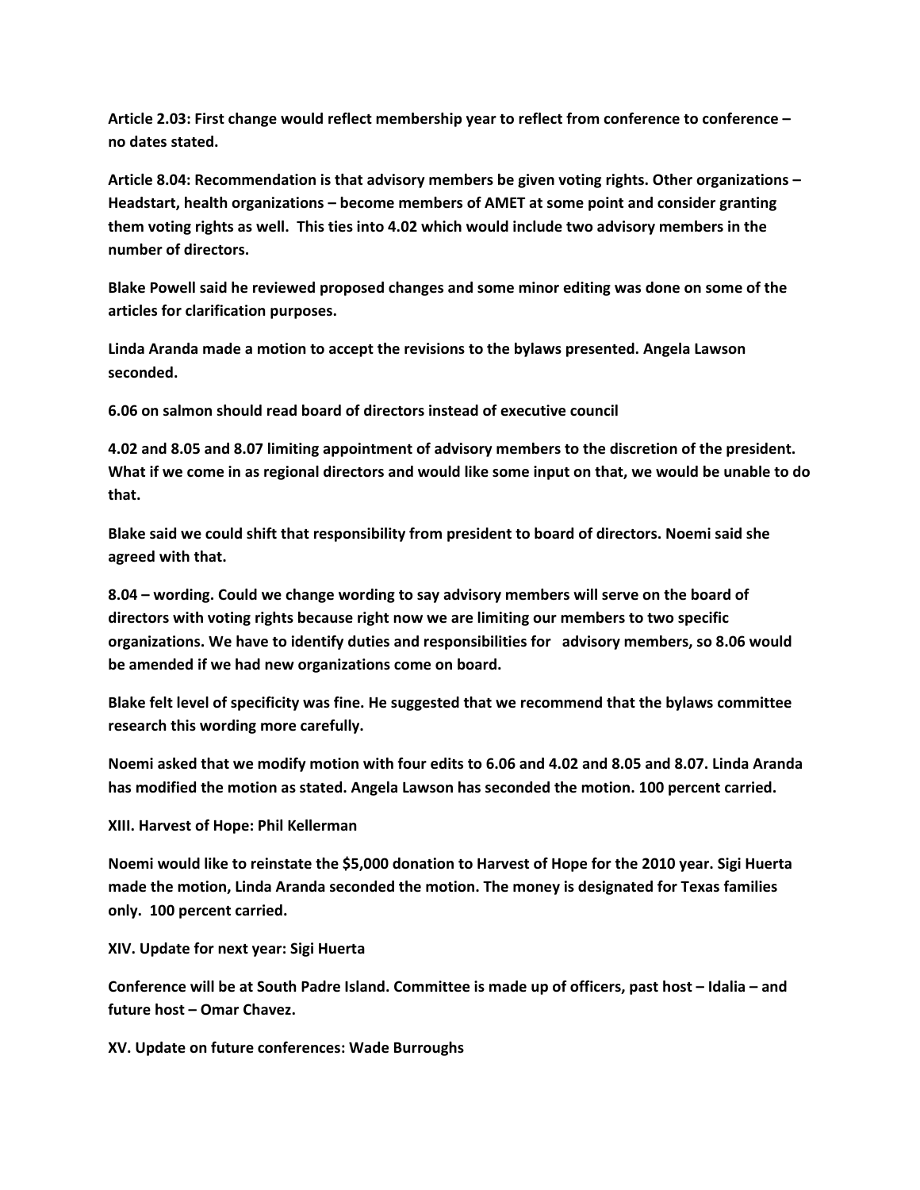**Article 2.03: First change would reflect membership year to reflect from conference to conference – no dates stated.**

**Article 8.04: Recommendation is that advisory members be given voting rights. Other organizations – Headstart, health organizations – become members of AMET at some point and consider granting them voting rights as well. This ties into 4.02 which would include two advisory members in the number of directors.**

**Blake Powell said he reviewed proposed changes and some minor editing was done on some of the articles for clarification purposes.**

**Linda Aranda made a motion to accept the revisions to the bylaws presented. Angela Lawson seconded.**

**6.06 on salmon should read board of directors instead of executive council**

**4.02 and 8.05 and 8.07 limiting appointment of advisory members to the discretion of the president. What if we come in as regional directors and would like some input on that, we would be unable to do that.**

**Blake said we could shift that responsibility from president to board of directors. Noemi said she agreed with that.**

**8.04 – wording. Could we change wording to say advisory members will serve on the board of directors with voting rights because right now we are limiting our members to two specific organizations. We have to identify duties and responsibilities for advisory members, so 8.06 would be amended if we had new organizations come on board.**

**Blake felt level of specificity was fine. He suggested that we recommend that the bylaws committee research this wording more carefully.**

**Noemi asked that we modify motion with four edits to 6.06 and 4.02 and 8.05 and 8.07. Linda Aranda has modified the motion as stated. Angela Lawson has seconded the motion. 100 percent carried.**

**XIII. Harvest of Hope: Phil Kellerman**

**Noemi would like to reinstate the $5,000 donation to Harvest of Hope for the 2010 year. Sigi Huerta made the motion, Linda Aranda seconded the motion. The money is designated for Texas families only. 100 percent carried.**

**XIV. Update for next year: Sigi Huerta**

**Conference will be at South Padre Island. Committee is made up of officers, past host – Idalia – and future host – Omar Chavez.**

**XV. Update on future conferences: Wade Burroughs**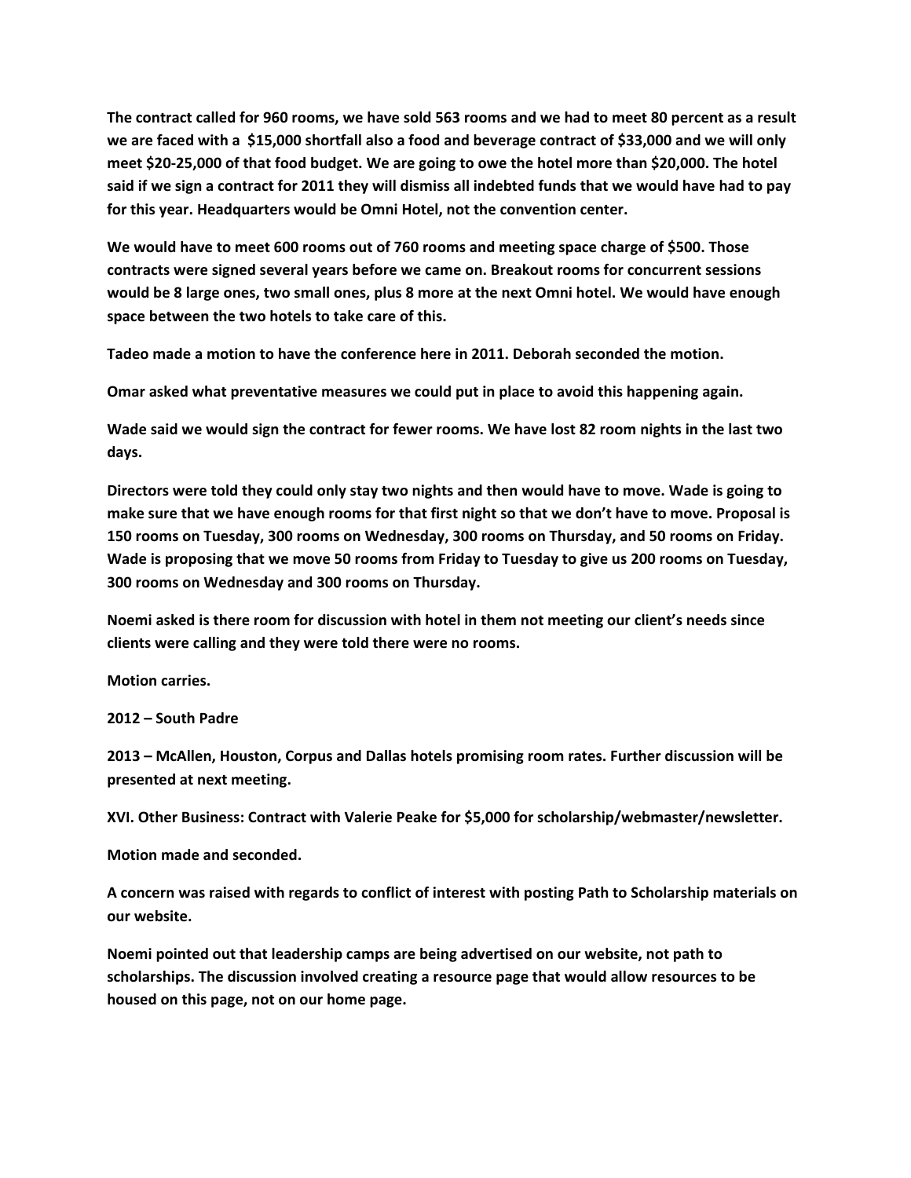**The contract called for 960 rooms, we have sold 563 rooms and we had to meet 80 percent as a result we are faced with a $15,000 shortfall also a food and beverage contract of $33,000 and we will only meet $20-25,000 of that food budget. We are going to owe the hotel more than $20,000. The hotel said if we sign a contract for 2011 they will dismiss all indebted funds that we would have had to pay for this year. Headquarters would be Omni Hotel, not the convention center.**

**We would have to meet 600 rooms out of 760 rooms and meeting space charge of $500. Those contracts were signed several years before we came on. Breakout rooms for concurrent sessions would be 8 large ones, two small ones, plus 8 more at the next Omni hotel. We would have enough space between the two hotels to take care of this.**

**Tadeo made a motion to have the conference here in 2011. Deborah seconded the motion.**

**Omar asked what preventative measures we could put in place to avoid this happening again.**

**Wade said we would sign the contract for fewer rooms. We have lost 82 room nights in the last two days.**

**Directors were told they could only stay two nights and then would have to move. Wade is going to make sure that we have enough rooms for that first night so that we don't have to move. Proposal is 150 rooms on Tuesday, 300 rooms on Wednesday, 300 rooms on Thursday, and 50 rooms on Friday. Wade is proposing that we move 50 rooms from Friday to Tuesday to give us 200 rooms on Tuesday, 300 rooms on Wednesday and 300 rooms on Thursday.**

**Noemi asked is there room for discussion with hotel in them not meeting our client's needs since clients were calling and they were told there were no rooms.**

**Motion carries.**

**2012 – South Padre**

**2013 – McAllen, Houston, Corpus and Dallas hotels promising room rates. Further discussion will be presented at next meeting.**

**XVI. Other Business: Contract with Valerie Peake for $5,000 for scholarship/webmaster/newsletter.**

**Motion made and seconded.**

**A concern was raised with regards to conflict of interest with posting Path to Scholarship materials on our website.**

**Noemi pointed out that leadership camps are being advertised on our website, not path to scholarships. The discussion involved creating a resource page that would allow resources to be housed on this page, not on our home page.**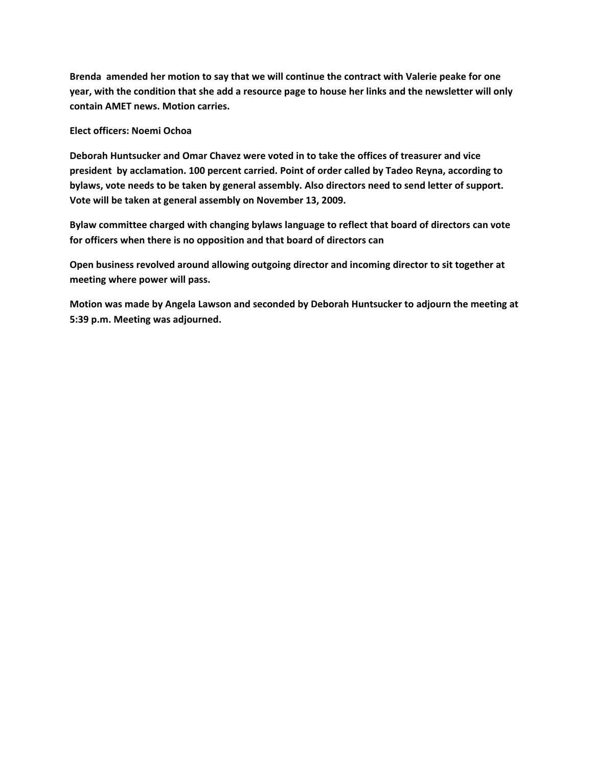**Brenda amended her motion to say that we will continue the contract with Valerie peake for one year, with the condition that she add a resource page to house her links and the newsletter will only contain AMET news. Motion carries.**

**Elect officers: Noemi Ochoa**

**Deborah Huntsucker and Omar Chavez were voted in to take the offices of treasurer and vice president by acclamation. 100 percent carried. Point of order called by Tadeo Reyna, according to bylaws, vote needs to be taken by general assembly. Also directors need to send letter of support. Vote will be taken at general assembly on November 13, 2009.**

**Bylaw committee charged with changing bylaws language to reflect that board of directors can vote for officers when there is no opposition and that board of directors can**

**Open business revolved around allowing outgoing director and incoming director to sit together at meeting where power will pass.**

**Motion was made by Angela Lawson and seconded by Deborah Huntsucker to adjourn the meeting at 5:39 p.m. Meeting was adjourned.**